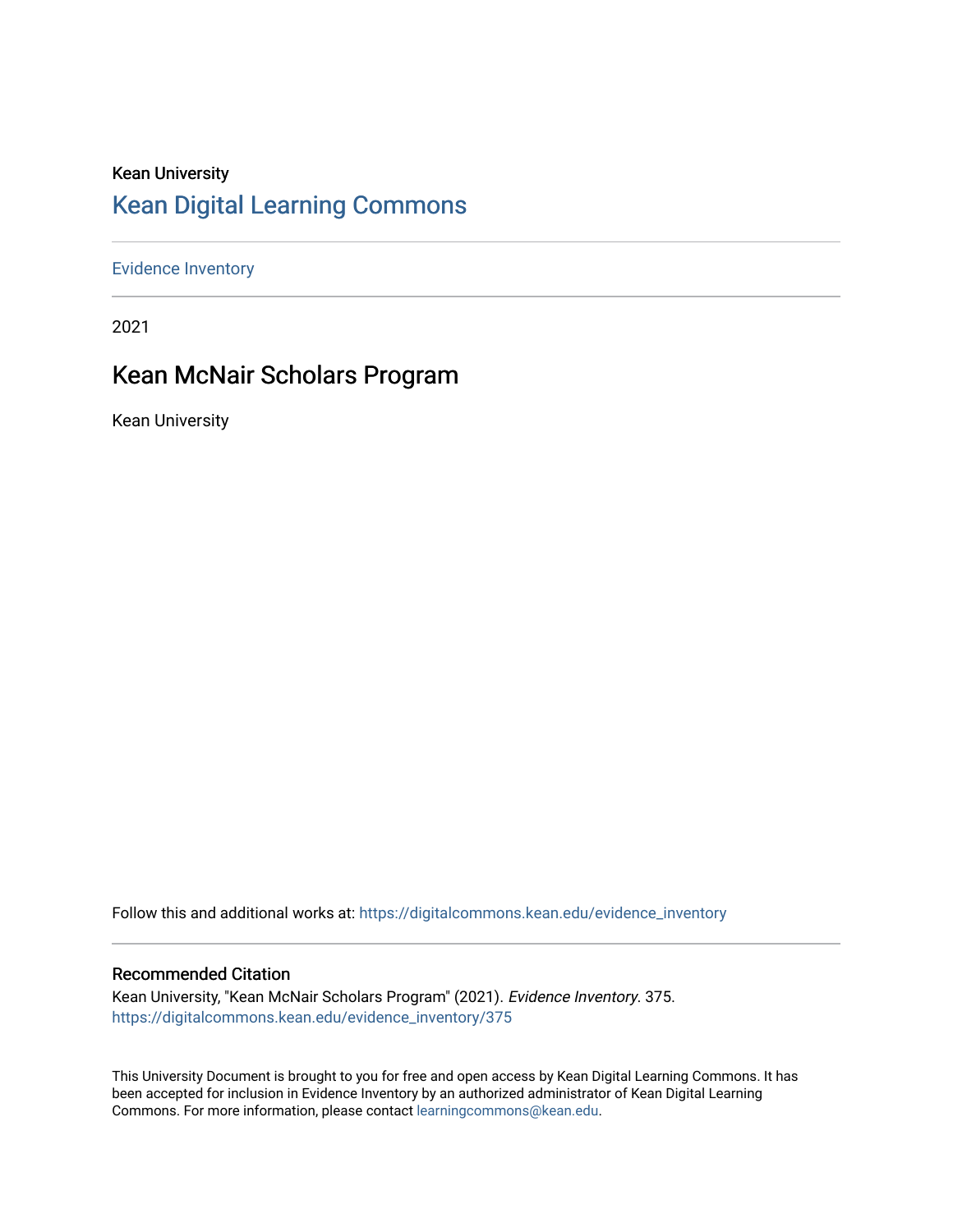Kean University

# Kean Digital Learning Commons

Evidence Inventory

2021

## Kean McNair Scholars Program

Kean University

Follow this and additional works at: https://digitalcommons.kean.edu/evidence_inventory

### Recommended Citation

Kean University, "Kean McNair Scholars Program" (2021). *Evidence Inventory*. 375.
https://digitalcommons.kean.edu/evidence_inventory/375

This University Document is brought to you for free and open access by Kean Digital Learning Commons. It has been accepted for inclusion in Evidence Inventory by an authorized administrator of Kean Digital Learning Commons. For more information, please contact learningcommons@kean.edu.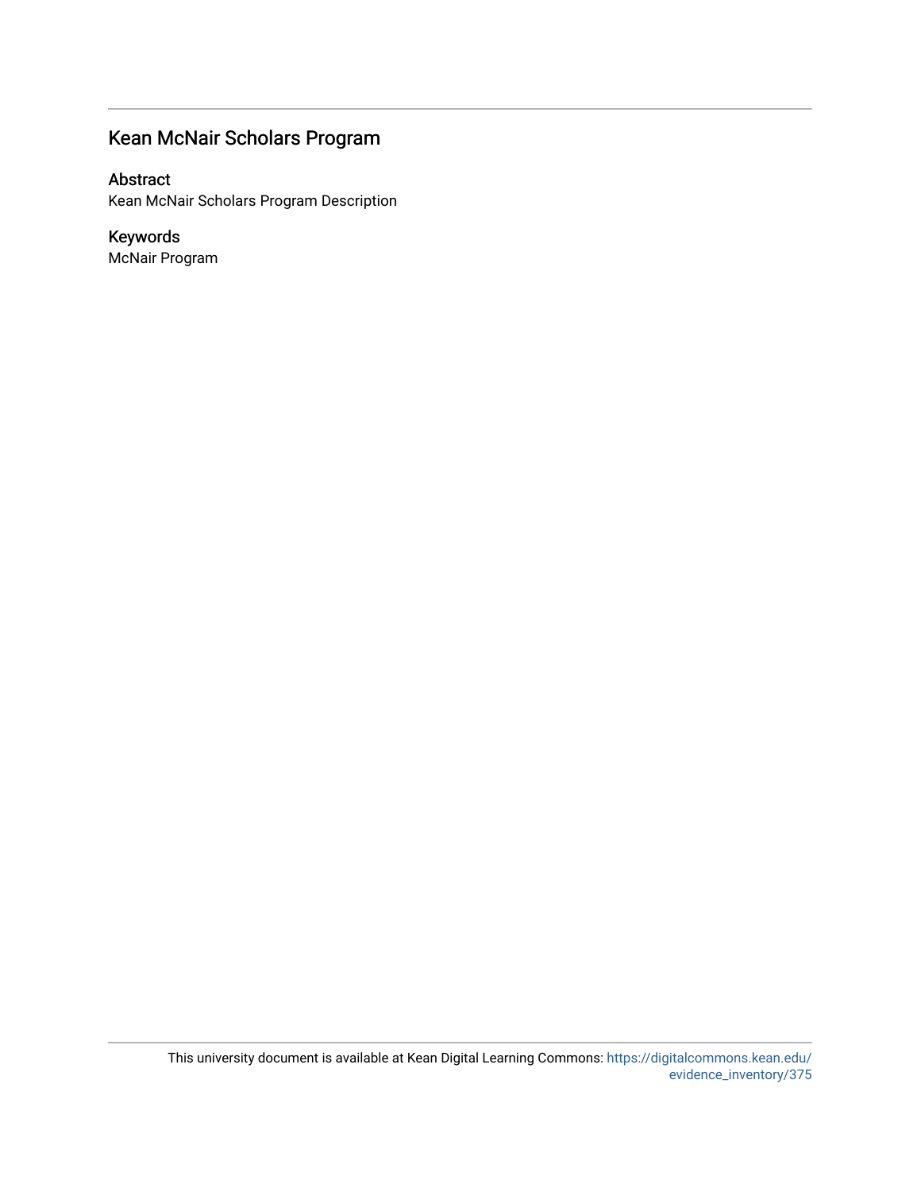## Kean McNair Scholars Program

### Abstract

Kean McNair Scholars Program Description

### Keywords

McNair Program

This university document is available at Kean Digital Learning Commons: https://digitalcommons.kean.edu/evidence_inventory/375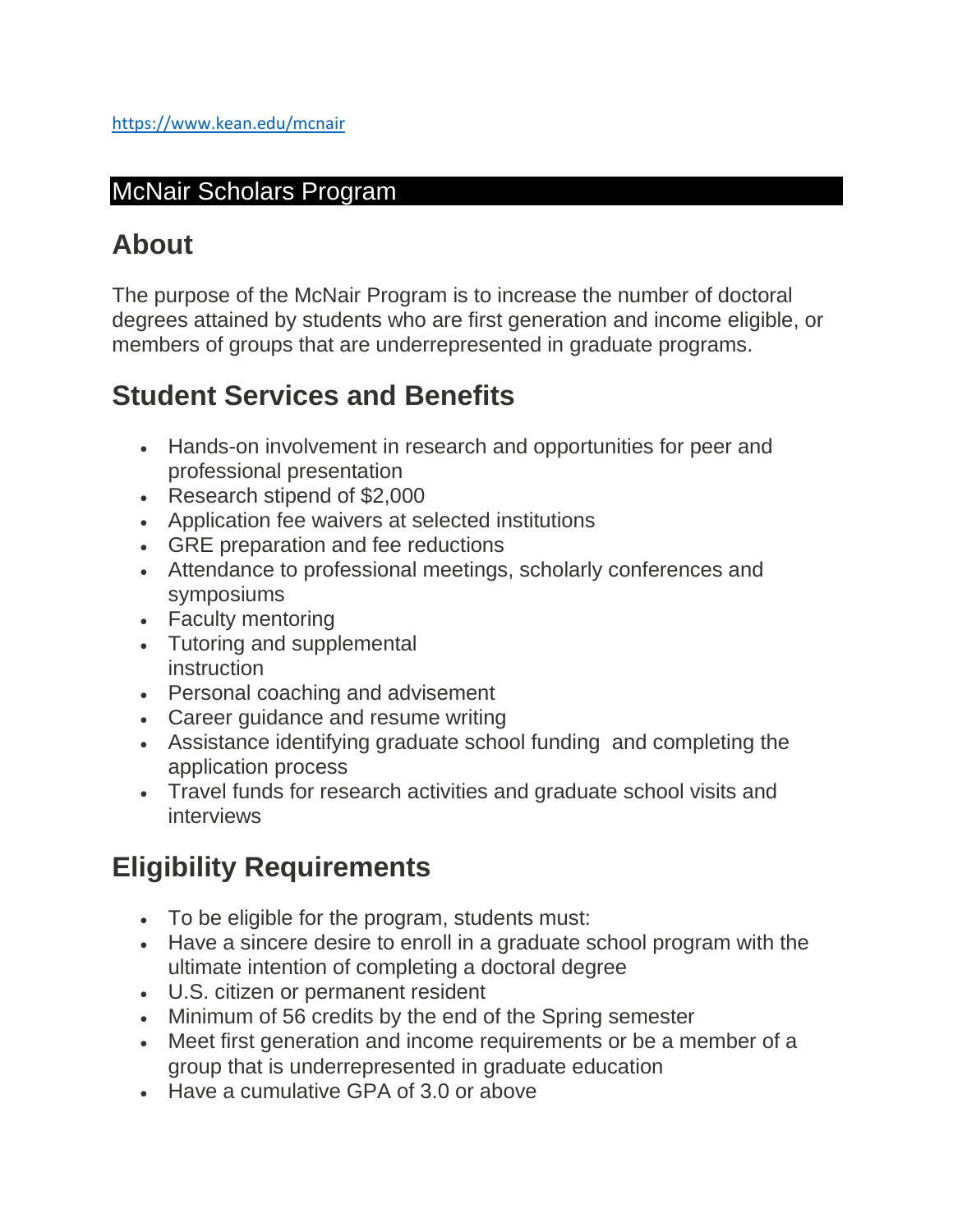https://www.kean.edu/mcnair

McNair Scholars Program

## About

The purpose of the McNair Program is to increase the number of doctoral degrees attained by students who are first generation and income eligible, or members of groups that are underrepresented in graduate programs.

## Student Services and Benefits

- Hands-on involvement in research and opportunities for peer and professional presentation
- Research stipend of $2,000
- Application fee waivers at selected institutions
- GRE preparation and fee reductions
- Attendance to professional meetings, scholarly conferences and symposiums
- Faculty mentoring
- Tutoring and supplemental instruction
- Personal coaching and advisement
- Career guidance and resume writing
- Assistance identifying graduate school funding and completing the application process
- Travel funds for research activities and graduate school visits and interviews

## Eligibility Requirements

- To be eligible for the program, students must:
- Have a sincere desire to enroll in a graduate school program with the ultimate intention of completing a doctoral degree
- U.S. citizen or permanent resident
- Minimum of 56 credits by the end of the Spring semester
- Meet first generation and income requirements or be a member of a group that is underrepresented in graduate education
- Have a cumulative GPA of 3.0 or above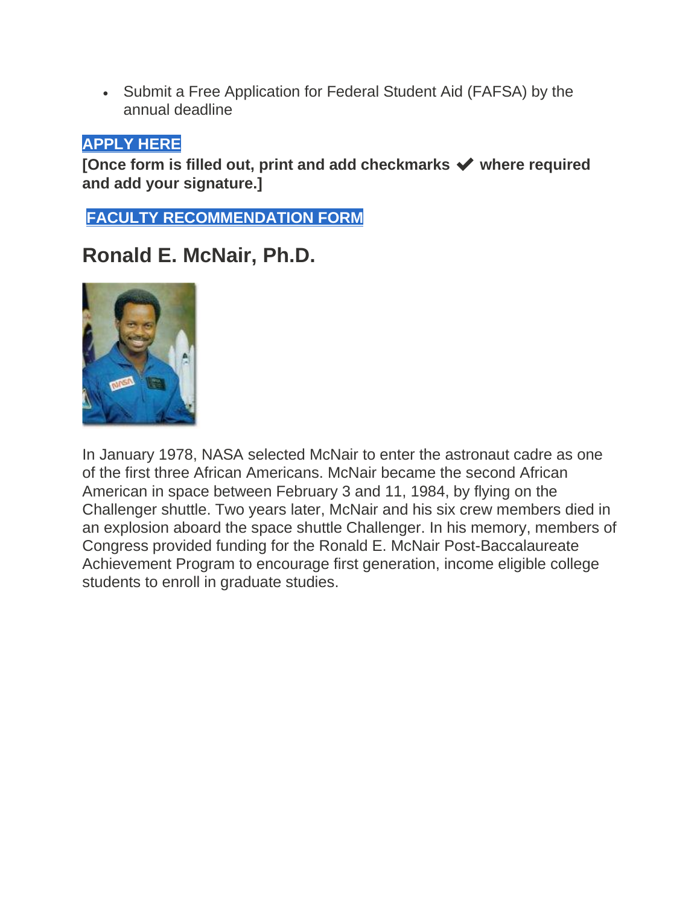- Submit a Free Application for Federal Student Aid (FAFSA) by the annual deadline

APPLY HERE

**[Once form is filled out, print and add checkmarks ✔ where required and add your signature.]**

FACULTY RECOMMENDATION FORM

## Ronald E. McNair, Ph.D.

In January 1978, NASA selected McNair to enter the astronaut cadre as one of the first three African Americans. McNair became the second African American in space between February 3 and 11, 1984, by flying on the Challenger shuttle. Two years later, McNair and his six crew members died in an explosion aboard the space shuttle Challenger. In his memory, members of Congress provided funding for the Ronald E. McNair Post-Baccalaureate Achievement Program to encourage first generation, income eligible college students to enroll in graduate studies.